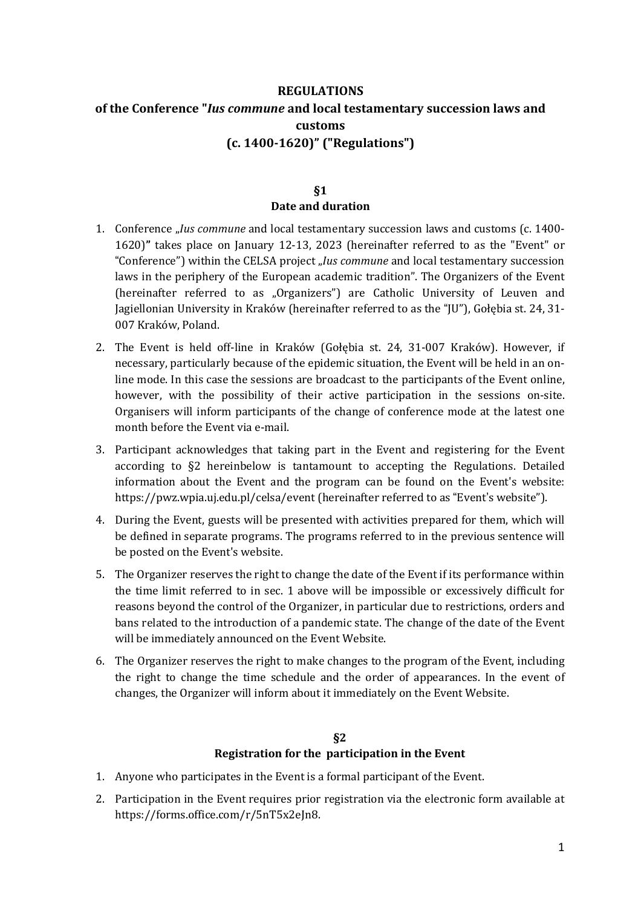**REGULATIONS**

**of the Conference "*Ius commune* and local testamentary succession laws and customs**

**(c. 1400-1620)" ("Regulations")**

**§1**

**Date and duration**

1. Conference „*Ius commune* and local testamentary succession laws and customs (c. 1400-1620)**"** takes place on January 12-13, 2023 (hereinafter referred to as the "Event" or "Conference") within the CELSA project „*Ius commune* and local testamentary succession laws in the periphery of the European academic tradition". The Organizers of the Event (hereinafter referred to as „Organizers") are Catholic University of Leuven and Jagiellonian University in Kraków (hereinafter referred to as the "JU"), Gołębia st. 24, 31-007 Kraków, Poland.
2. The Event is held off-line in Kraków (Gołębia st. 24, 31-007 Kraków). However, if necessary, particularly because of the epidemic situation, the Event will be held in an on-line mode. In this case the sessions are broadcast to the participants of the Event online, however, with the possibility of their active participation in the sessions on-site. Organisers will inform participants of the change of conference mode at the latest one month before the Event via e-mail.
3. Participant acknowledges that taking part in the Event and registering for the Event according to §2 hereinbelow is tantamount to accepting the Regulations. Detailed information about the Event and the program can be found on the Event's website: https://pwz.wpia.uj.edu.pl/celsa/event (hereinafter referred to as "Event's website").
4. During the Event, guests will be presented with activities prepared for them, which will be defined in separate programs. The programs referred to in the previous sentence will be posted on the Event's website.
5. The Organizer reserves the right to change the date of the Event if its performance within the time limit referred to in sec. 1 above will be impossible or excessively difficult for reasons beyond the control of the Organizer, in particular due to restrictions, orders and bans related to the introduction of a pandemic state. The change of the date of the Event will be immediately announced on the Event Website.
6. The Organizer reserves the right to make changes to the program of the Event, including the right to change the time schedule and the order of appearances. In the event of changes, the Organizer will inform about it immediately on the Event Website.

**§2**

**Registration for the participation in the Event**

1. Anyone who participates in the Event is a formal participant of the Event.
2. Participation in the Event requires prior registration via the electronic form available at https://forms.office.com/r/5nT5x2eJn8.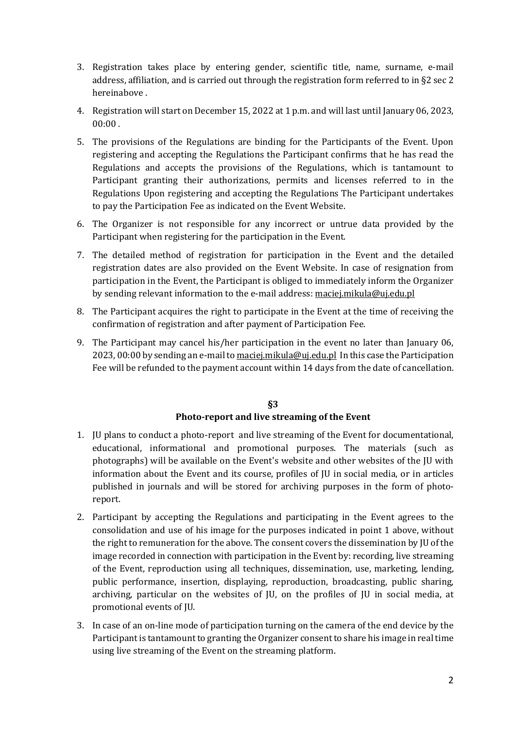3. Registration takes place by entering gender, scientific title, name, surname, e-mail address, affiliation, and is carried out through the registration form referred to in §2 sec 2 hereinabove .

4. Registration will start on December 15, 2022 at 1 p.m. and will last until January 06, 2023, 00:00 .

5. The provisions of the Regulations are binding for the Participants of the Event. Upon registering and accepting the Regulations the Participant confirms that he has read the Regulations and accepts the provisions of the Regulations, which is tantamount to Participant granting their authorizations, permits and licenses referred to in the Regulations Upon registering and accepting the Regulations The Participant undertakes to pay the Participation Fee as indicated on the Event Website.

6. The Organizer is not responsible for any incorrect or untrue data provided by the Participant when registering for the participation in the Event.

7. The detailed method of registration for participation in the Event and the detailed registration dates are also provided on the Event Website. In case of resignation from participation in the Event, the Participant is obliged to immediately inform the Organizer by sending relevant information to the e-mail address: maciej.mikula@uj.edu.pl

8. The Participant acquires the right to participate in the Event at the time of receiving the confirmation of registration and after payment of Participation Fee.

9. The Participant may cancel his/her participation in the event no later than January 06, 2023, 00:00 by sending an e-mail to maciej.mikula@uj.edu.pl In this case the Participation Fee will be refunded to the payment account within 14 days from the date of cancellation.

## §3
## Photo-report and live streaming of the Event

1. JU plans to conduct a photo-report and live streaming of the Event for documentational, educational, informational and promotional purposes. The materials (such as photographs) will be available on the Event's website and other websites of the JU with information about the Event and its course, profiles of JU in social media, or in articles published in journals and will be stored for archiving purposes in the form of photo-report.

2. Participant by accepting the Regulations and participating in the Event agrees to the consolidation and use of his image for the purposes indicated in point 1 above, without the right to remuneration for the above. The consent covers the dissemination by JU of the image recorded in connection with participation in the Event by: recording, live streaming of the Event, reproduction using all techniques, dissemination, use, marketing, lending, public performance, insertion, displaying, reproduction, broadcasting, public sharing, archiving, particular on the websites of JU, on the profiles of JU in social media, at promotional events of JU.

3. In case of an on-line mode of participation turning on the camera of the end device by the Participant is tantamount to granting the Organizer consent to share his image in real time using live streaming of the Event on the streaming platform.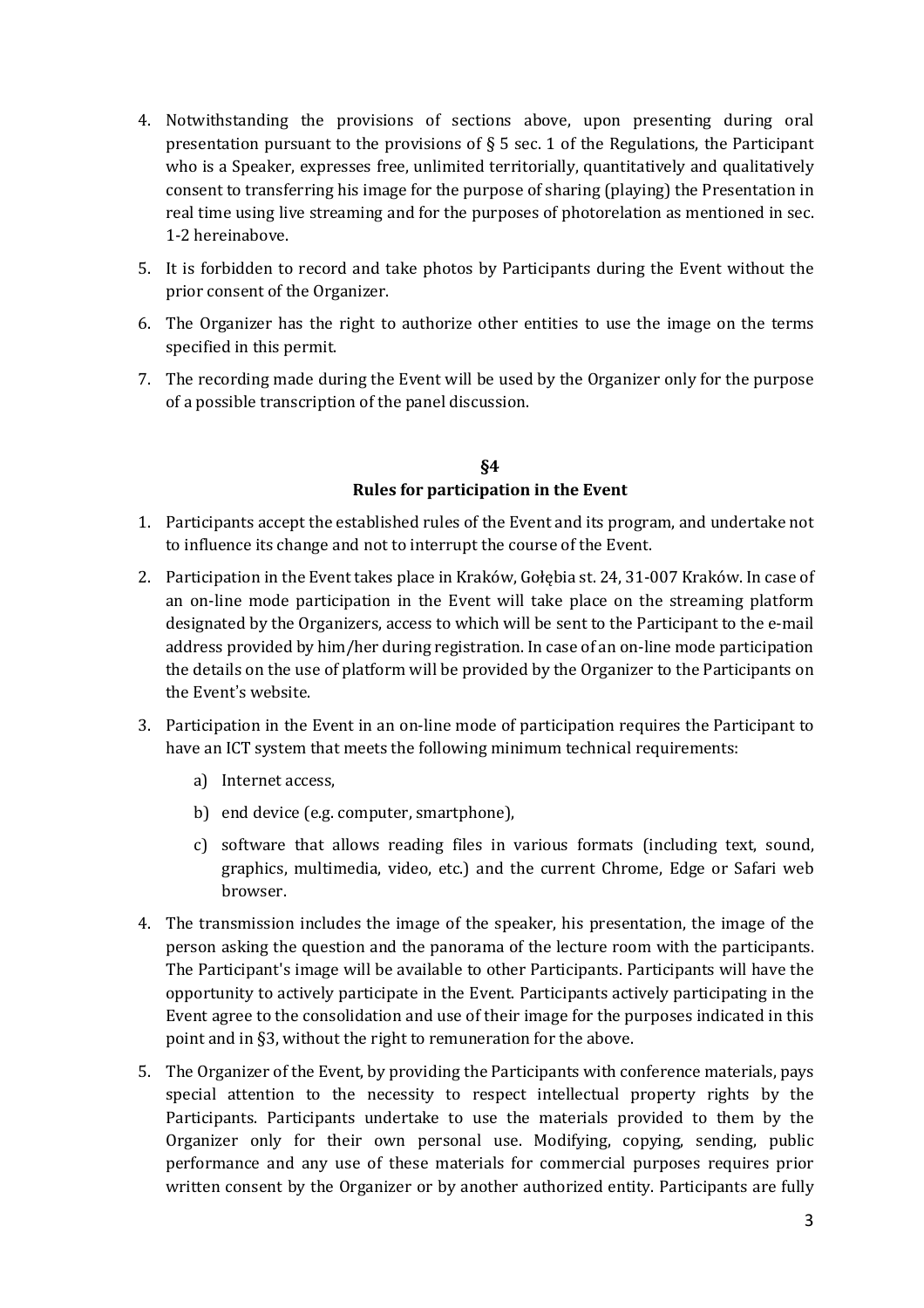4. Notwithstanding the provisions of sections above, upon presenting during oral presentation pursuant to the provisions of § 5 sec. 1 of the Regulations, the Participant who is a Speaker, expresses free, unlimited territorially, quantitatively and qualitatively consent to transferring his image for the purpose of sharing (playing) the Presentation in real time using live streaming and for the purposes of photorelation as mentioned in sec. 1-2 hereinabove.
5. It is forbidden to record and take photos by Participants during the Event without the prior consent of the Organizer.
6. The Organizer has the right to authorize other entities to use the image on the terms specified in this permit.
7. The recording made during the Event will be used by the Organizer only for the purpose of a possible transcription of the panel discussion.

## §4
## Rules for participation in the Event

1. Participants accept the established rules of the Event and its program, and undertake not to influence its change and not to interrupt the course of the Event.
2. Participation in the Event takes place in Kraków, Gołębia st. 24, 31-007 Kraków. In case of an on-line mode participation in the Event will take place on the streaming platform designated by the Organizers, access to which will be sent to the Participant to the e-mail address provided by him/her during registration. In case of an on-line mode participation the details on the use of platform will be provided by the Organizer to the Participants on the Event's website.
3. Participation in the Event in an on-line mode of participation requires the Participant to have an ICT system that meets the following minimum technical requirements:
   a) Internet access,
   b) end device (e.g. computer, smartphone),
   c) software that allows reading files in various formats (including text, sound, graphics, multimedia, video, etc.) and the current Chrome, Edge or Safari web browser.
4. The transmission includes the image of the speaker, his presentation, the image of the person asking the question and the panorama of the lecture room with the participants. The Participant's image will be available to other Participants. Participants will have the opportunity to actively participate in the Event. Participants actively participating in the Event agree to the consolidation and use of their image for the purposes indicated in this point and in §3, without the right to remuneration for the above.
5. The Organizer of the Event, by providing the Participants with conference materials, pays special attention to the necessity to respect intellectual property rights by the Participants. Participants undertake to use the materials provided to them by the Organizer only for their own personal use. Modifying, copying, sending, public performance and any use of these materials for commercial purposes requires prior written consent by the Organizer or by another authorized entity. Participants are fully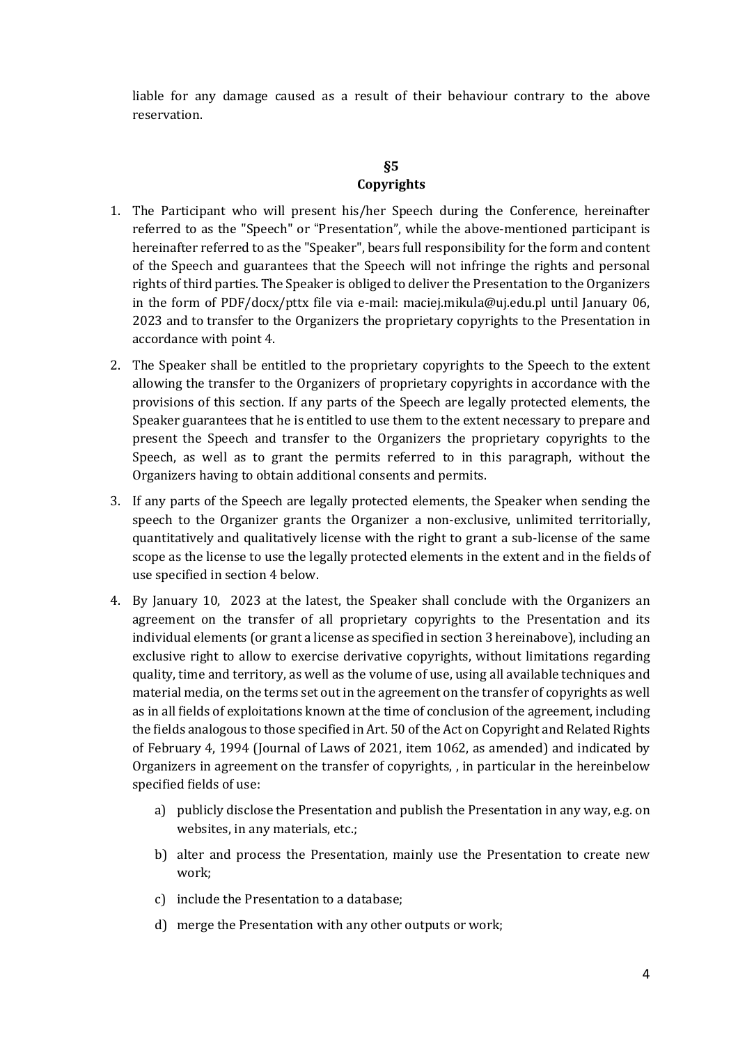liable for any damage caused as a result of their behaviour contrary to the above reservation.

## §5
## Copyrights

1. The Participant who will present his/her Speech during the Conference, hereinafter referred to as the "Speech" or "Presentation", while the above-mentioned participant is hereinafter referred to as the "Speaker", bears full responsibility for the form and content of the Speech and guarantees that the Speech will not infringe the rights and personal rights of third parties. The Speaker is obliged to deliver the Presentation to the Organizers in the form of PDF/docx/pttx file via e-mail: maciej.mikula@uj.edu.pl until January 06, 2023 and to transfer to the Organizers the proprietary copyrights to the Presentation in accordance with point 4.
2. The Speaker shall be entitled to the proprietary copyrights to the Speech to the extent allowing the transfer to the Organizers of proprietary copyrights in accordance with the provisions of this section. If any parts of the Speech are legally protected elements, the Speaker guarantees that he is entitled to use them to the extent necessary to prepare and present the Speech and transfer to the Organizers the proprietary copyrights to the Speech, as well as to grant the permits referred to in this paragraph, without the Organizers having to obtain additional consents and permits.
3. If any parts of the Speech are legally protected elements, the Speaker when sending the speech to the Organizer grants the Organizer a non-exclusive, unlimited territorially, quantitatively and qualitatively license with the right to grant a sub-license of the same scope as the license to use the legally protected elements in the extent and in the fields of use specified in section 4 below.
4. By January 10, 2023 at the latest, the Speaker shall conclude with the Organizers an agreement on the transfer of all proprietary copyrights to the Presentation and its individual elements (or grant a license as specified in section 3 hereinabove), including an exclusive right to allow to exercise derivative copyrights, without limitations regarding quality, time and territory, as well as the volume of use, using all available techniques and material media, on the terms set out in the agreement on the transfer of copyrights as well as in all fields of exploitations known at the time of conclusion of the agreement, including the fields analogous to those specified in Art. 50 of the Act on Copyright and Related Rights of February 4, 1994 (Journal of Laws of 2021, item 1062, as amended) and indicated by Organizers in agreement on the transfer of copyrights, , in particular in the hereinbelow specified fields of use:
    a) publicly disclose the Presentation and publish the Presentation in any way, e.g. on websites, in any materials, etc.;
    b) alter and process the Presentation, mainly use the Presentation to create new work;
    c) include the Presentation to a database;
    d) merge the Presentation with any other outputs or work;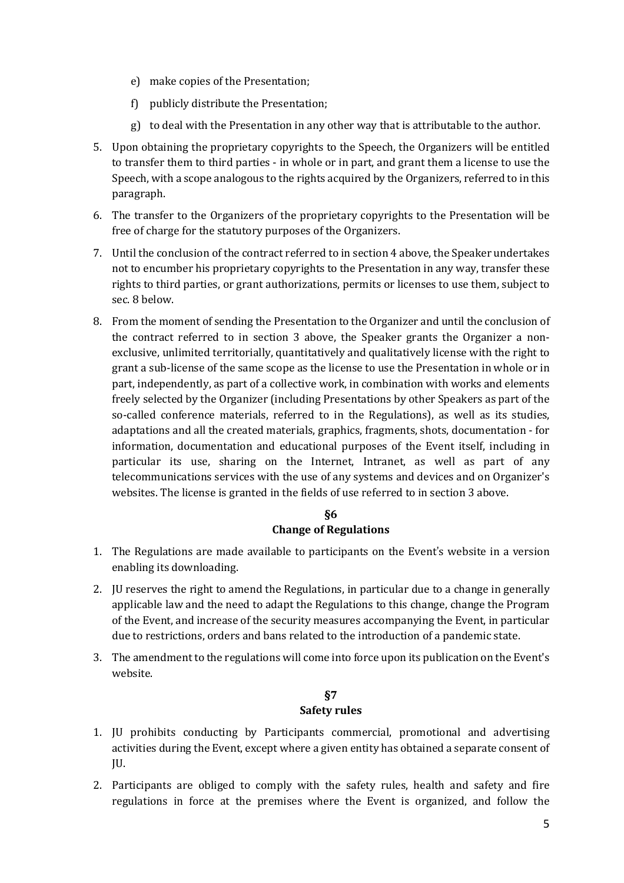e) make copies of the Presentation;

f) publicly distribute the Presentation;

g) to deal with the Presentation in any other way that is attributable to the author.

5. Upon obtaining the proprietary copyrights to the Speech, the Organizers will be entitled to transfer them to third parties - in whole or in part, and grant them a license to use the Speech, with a scope analogous to the rights acquired by the Organizers, referred to in this paragraph.
6. The transfer to the Organizers of the proprietary copyrights to the Presentation will be free of charge for the statutory purposes of the Organizers.
7. Until the conclusion of the contract referred to in section 4 above, the Speaker undertakes not to encumber his proprietary copyrights to the Presentation in any way, transfer these rights to third parties, or grant authorizations, permits or licenses to use them, subject to sec. 8 below.
8. From the moment of sending the Presentation to the Organizer and until the conclusion of the contract referred to in section 3 above, the Speaker grants the Organizer a non-exclusive, unlimited territorially, quantitatively and qualitatively license with the right to grant a sub-license of the same scope as the license to use the Presentation in whole or in part, independently, as part of a collective work, in combination with works and elements freely selected by the Organizer (including Presentations by other Speakers as part of the so-called conference materials, referred to in the Regulations), as well as its studies, adaptations and all the created materials, graphics, fragments, shots, documentation - for information, documentation and educational purposes of the Event itself, including in particular its use, sharing on the Internet, Intranet, as well as part of any telecommunications services with the use of any systems and devices and on Organizer's websites. The license is granted in the fields of use referred to in section 3 above.

## §6
## Change of Regulations

1. The Regulations are made available to participants on the Event's website in a version enabling its downloading.
2. JU reserves the right to amend the Regulations, in particular due to a change in generally applicable law and the need to adapt the Regulations to this change, change the Program of the Event, and increase of the security measures accompanying the Event, in particular due to restrictions, orders and bans related to the introduction of a pandemic state.
3. The amendment to the regulations will come into force upon its publication on the Event's website.

## §7
## Safety rules

1. JU prohibits conducting by Participants commercial, promotional and advertising activities during the Event, except where a given entity has obtained a separate consent of JU.
2. Participants are obliged to comply with the safety rules, health and safety and fire regulations in force at the premises where the Event is organized, and follow the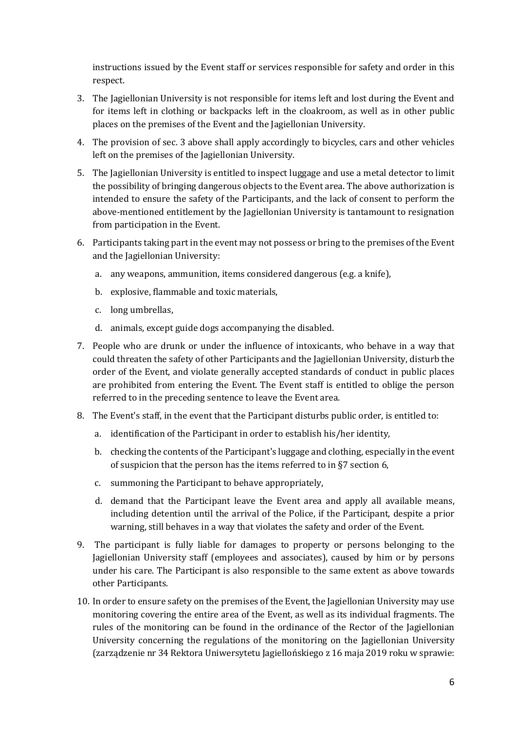instructions issued by the Event staff or services responsible for safety and order in this respect.

3. The Jagiellonian University is not responsible for items left and lost during the Event and for items left in clothing or backpacks left in the cloakroom, as well as in other public places on the premises of the Event and the Jagiellonian University.
4. The provision of sec. 3 above shall apply accordingly to bicycles, cars and other vehicles left on the premises of the Jagiellonian University.
5. The Jagiellonian University is entitled to inspect luggage and use a metal detector to limit the possibility of bringing dangerous objects to the Event area. The above authorization is intended to ensure the safety of the Participants, and the lack of consent to perform the above-mentioned entitlement by the Jagiellonian University is tantamount to resignation from participation in the Event.
6. Participants taking part in the event may not possess or bring to the premises of the Event and the Jagiellonian University:
   a. any weapons, ammunition, items considered dangerous (e.g. a knife),
   b. explosive, flammable and toxic materials,
   c. long umbrellas,
   d. animals, except guide dogs accompanying the disabled.
7. People who are drunk or under the influence of intoxicants, who behave in a way that could threaten the safety of other Participants and the Jagiellonian University, disturb the order of the Event, and violate generally accepted standards of conduct in public places are prohibited from entering the Event. The Event staff is entitled to oblige the person referred to in the preceding sentence to leave the Event area.
8. The Event's staff, in the event that the Participant disturbs public order, is entitled to:
   a. identification of the Participant in order to establish his/her identity,
   b. checking the contents of the Participant's luggage and clothing, especially in the event of suspicion that the person has the items referred to in §7 section 6,
   c. summoning the Participant to behave appropriately,
   d. demand that the Participant leave the Event area and apply all available means, including detention until the arrival of the Police, if the Participant, despite a prior warning, still behaves in a way that violates the safety and order of the Event.
9. The participant is fully liable for damages to property or persons belonging to the Jagiellonian University staff (employees and associates), caused by him or by persons under his care. The Participant is also responsible to the same extent as above towards other Participants.
10. In order to ensure safety on the premises of the Event, the Jagiellonian University may use monitoring covering the entire area of the Event, as well as its individual fragments. The rules of the monitoring can be found in the ordinance of the Rector of the Jagiellonian University concerning the regulations of the monitoring on the Jagiellonian University (zarządzenie nr 34 Rektora Uniwersytetu Jagiellońskiego z 16 maja 2019 roku w sprawie: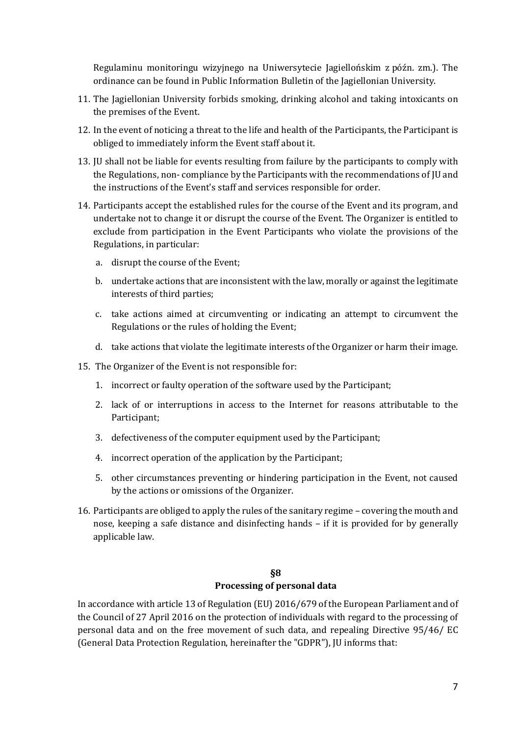Regulaminu monitoringu wizyjnego na Uniwersytecie Jagiellońskim z późn. zm.). The ordinance can be found in Public Information Bulletin of the Jagiellonian University.

11. The Jagiellonian University forbids smoking, drinking alcohol and taking intoxicants on the premises of the Event.
12. In the event of noticing a threat to the life and health of the Participants, the Participant is obliged to immediately inform the Event staff about it.
13. JU shall not be liable for events resulting from failure by the participants to comply with the Regulations, non- compliance by the Participants with the recommendations of JU and the instructions of the Event's staff and services responsible for order.
14. Participants accept the established rules for the course of the Event and its program, and undertake not to change it or disrupt the course of the Event. The Organizer is entitled to exclude from participation in the Event Participants who violate the provisions of the Regulations, in particular:
    a. disrupt the course of the Event;
    b. undertake actions that are inconsistent with the law, morally or against the legitimate interests of third parties;
    c. take actions aimed at circumventing or indicating an attempt to circumvent the Regulations or the rules of holding the Event;
    d. take actions that violate the legitimate interests of the Organizer or harm their image.
15. The Organizer of the Event is not responsible for:
    1. incorrect or faulty operation of the software used by the Participant;
    2. lack of or interruptions in access to the Internet for reasons attributable to the Participant;
    3. defectiveness of the computer equipment used by the Participant;
    4. incorrect operation of the application by the Participant;
    5. other circumstances preventing or hindering participation in the Event, not caused by the actions or omissions of the Organizer.
16. Participants are obliged to apply the rules of the sanitary regime – covering the mouth and nose, keeping a safe distance and disinfecting hands – if it is provided for by generally applicable law.

## §8
## Processing of personal data

In accordance with article 13 of Regulation (EU) 2016/679 of the European Parliament and of the Council of 27 April 2016 on the protection of individuals with regard to the processing of personal data and on the free movement of such data, and repealing Directive 95/46/ EC (General Data Protection Regulation, hereinafter the "GDPR"), JU informs that: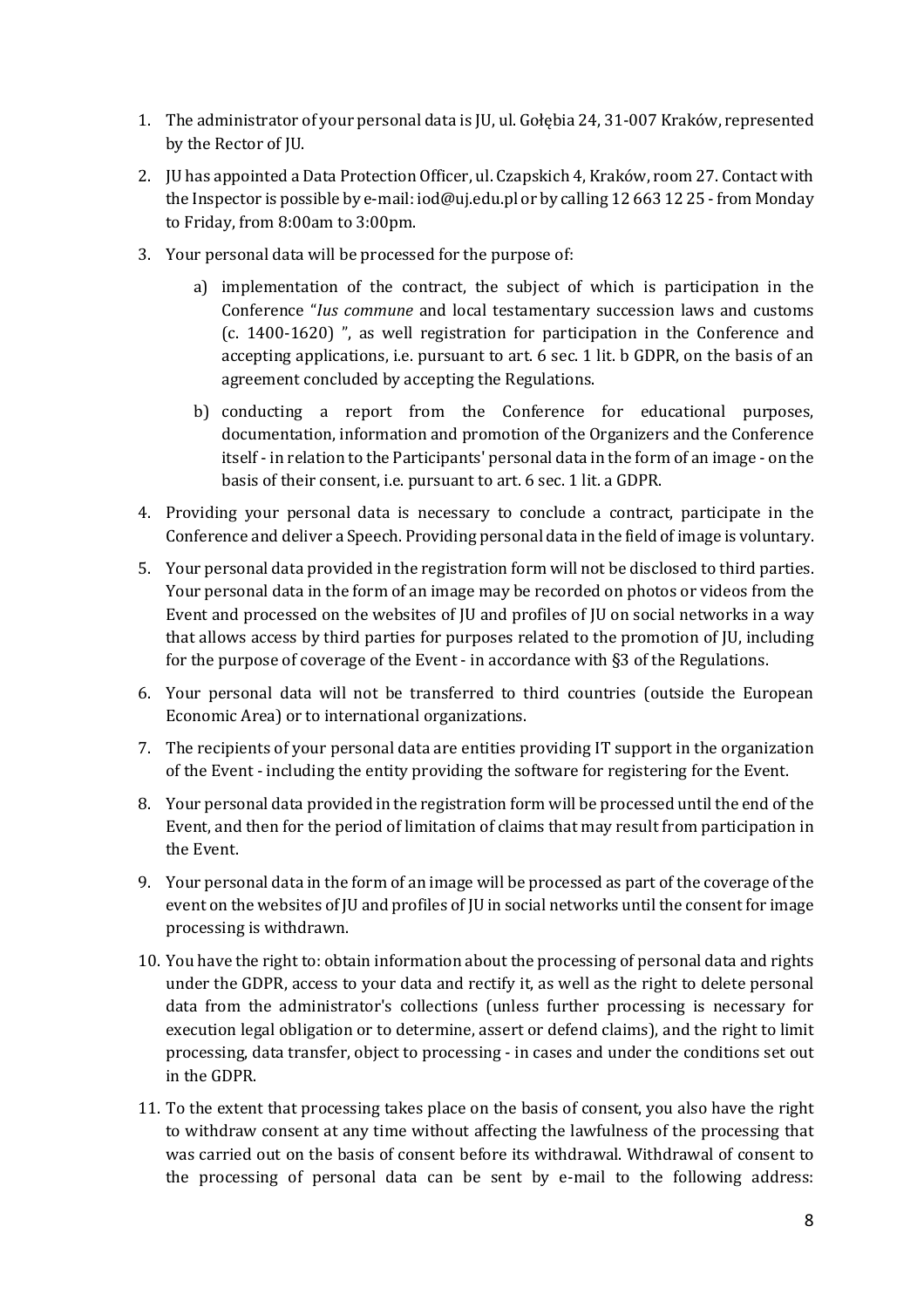1. The administrator of your personal data is JU, ul. Gołębia 24, 31-007 Kraków, represented by the Rector of JU.

2. JU has appointed a Data Protection Officer, ul. Czapskich 4, Kraków, room 27. Contact with the Inspector is possible by e-mail: iod@uj.edu.pl or by calling 12 663 12 25 - from Monday to Friday, from 8:00am to 3:00pm.

3. Your personal data will be processed for the purpose of:

   a) implementation of the contract, the subject of which is participation in the Conference "*Ius commune* and local testamentary succession laws and customs (c. 1400-1620) ", as well registration for participation in the Conference and accepting applications, i.e. pursuant to art. 6 sec. 1 lit. b GDPR, on the basis of an agreement concluded by accepting the Regulations.

   b) conducting a report from the Conference for educational purposes, documentation, information and promotion of the Organizers and the Conference itself - in relation to the Participants' personal data in the form of an image - on the basis of their consent, i.e. pursuant to art. 6 sec. 1 lit. a GDPR.

4. Providing your personal data is necessary to conclude a contract, participate in the Conference and deliver a Speech. Providing personal data in the field of image is voluntary.

5. Your personal data provided in the registration form will not be disclosed to third parties. Your personal data in the form of an image may be recorded on photos or videos from the Event and processed on the websites of JU and profiles of JU on social networks in a way that allows access by third parties for purposes related to the promotion of JU, including for the purpose of coverage of the Event - in accordance with §3 of the Regulations.

6. Your personal data will not be transferred to third countries (outside the European Economic Area) or to international organizations.

7. The recipients of your personal data are entities providing IT support in the organization of the Event - including the entity providing the software for registering for the Event.

8. Your personal data provided in the registration form will be processed until the end of the Event, and then for the period of limitation of claims that may result from participation in the Event.

9. Your personal data in the form of an image will be processed as part of the coverage of the event on the websites of JU and profiles of JU in social networks until the consent for image processing is withdrawn.

10. You have the right to: obtain information about the processing of personal data and rights under the GDPR, access to your data and rectify it, as well as the right to delete personal data from the administrator's collections (unless further processing is necessary for execution legal obligation or to determine, assert or defend claims), and the right to limit processing, data transfer, object to processing - in cases and under the conditions set out in the GDPR.

11. To the extent that processing takes place on the basis of consent, you also have the right to withdraw consent at any time without affecting the lawfulness of the processing that was carried out on the basis of consent before its withdrawal. Withdrawal of consent to the processing of personal data can be sent by e-mail to the following address: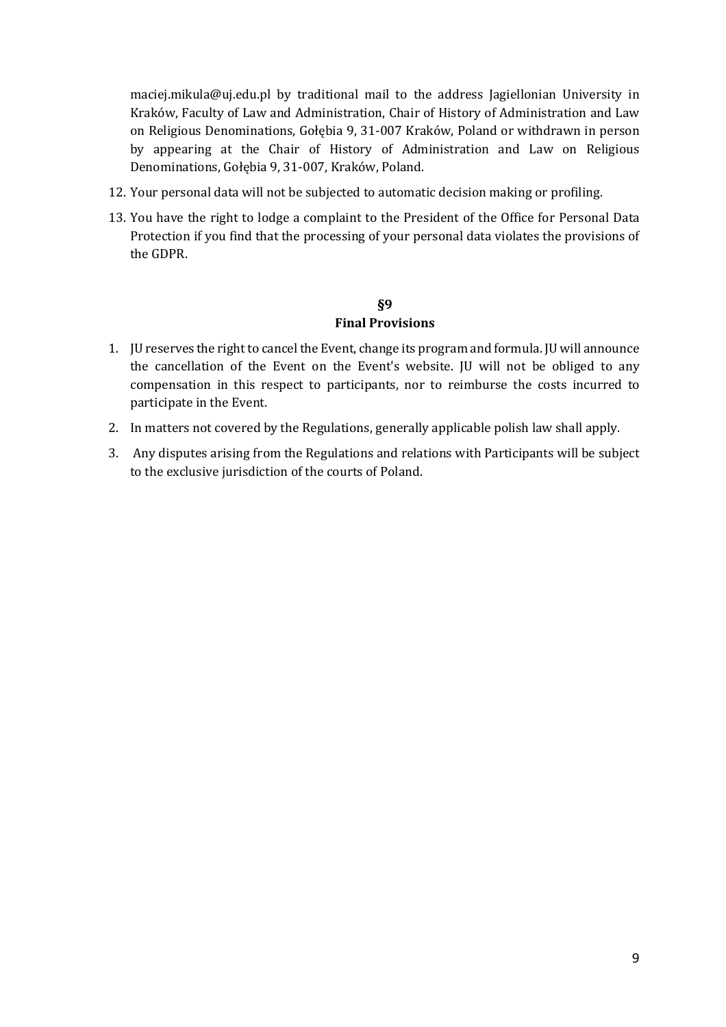maciej.mikula@uj.edu.pl by traditional mail to the address Jagiellonian University in Kraków, Faculty of Law and Administration, Chair of History of Administration and Law on Religious Denominations, Gołębia 9, 31-007 Kraków, Poland or withdrawn in person by appearing at the Chair of History of Administration and Law on Religious Denominations, Gołębia 9, 31-007, Kraków, Poland.

12. Your personal data will not be subjected to automatic decision making or profiling.
13. You have the right to lodge a complaint to the President of the Office for Personal Data Protection if you find that the processing of your personal data violates the provisions of the GDPR.

## §9
## Final Provisions

1. JU reserves the right to cancel the Event, change its program and formula. JU will announce the cancellation of the Event on the Event's website. JU will not be obliged to any compensation in this respect to participants, nor to reimburse the costs incurred to participate in the Event.
2. In matters not covered by the Regulations, generally applicable polish law shall apply.
3. Any disputes arising from the Regulations and relations with Participants will be subject to the exclusive jurisdiction of the courts of Poland.